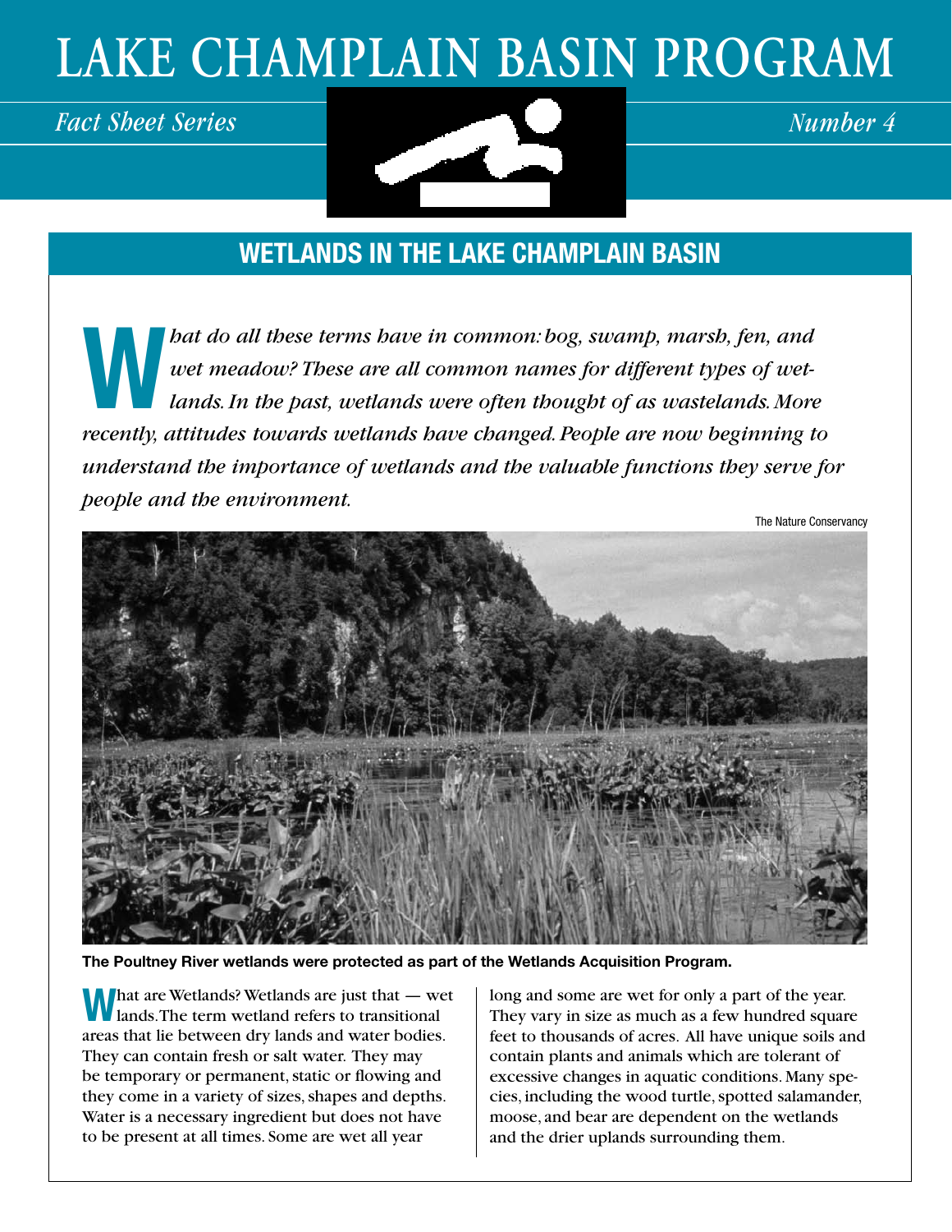# LAKE CHAMPLAIN BASIN PROGRAM

*Fact Sheet Series* *Number 4*

## WETLANDS IN THE LAKE CHAMPLAIN BASIN

***What do all these terms have in common: bog, swamp, marsh, fen, and wet meadow? These are all common names for different types of wetlands. In the past, wetlands were often thought of as wastelands. More recently, attitudes towards wetlands have changed. People are now beginning to understand the importance of wetlands and the valuable functions they serve for people and the environment.***

The Nature Conservancy

**The Poultney River wetlands were protected as part of the Wetlands Acquisition Program.**

What are Wetlands? Wetlands are just that — wet lands. The term wetland refers to transitional areas that lie between dry lands and water bodies. They can contain fresh or salt water. They may be temporary or permanent, static or flowing and they come in a variety of sizes, shapes and depths. Water is a necessary ingredient but does not have to be present at all times. Some are wet all year long and some are wet for only a part of the year. They vary in size as much as a few hundred square feet to thousands of acres. All have unique soils and contain plants and animals which are tolerant of excessive changes in aquatic conditions. Many species, including the wood turtle, spotted salamander, moose, and bear are dependent on the wetlands and the drier uplands surrounding them.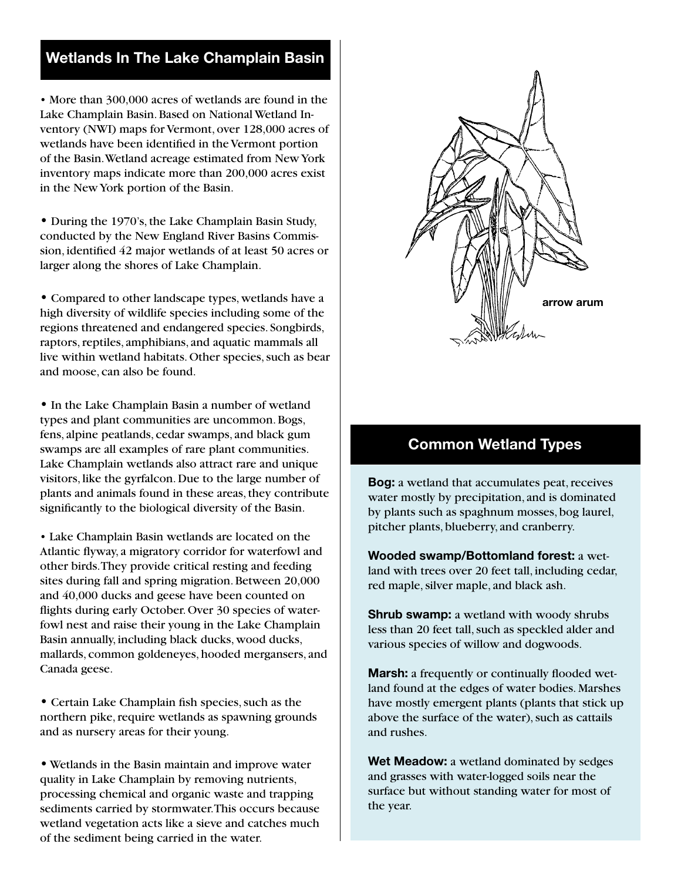## Wetlands In The Lake Champlain Basin

- More than 300,000 acres of wetlands are found in the Lake Champlain Basin. Based on National Wetland Inventory (NWI) maps for Vermont, over 128,000 acres of wetlands have been identified in the Vermont portion of the Basin. Wetland acreage estimated from New York inventory maps indicate more than 200,000 acres exist in the New York portion of the Basin.

- During the 1970's, the Lake Champlain Basin Study, conducted by the New England River Basins Commission, identified 42 major wetlands of at least 50 acres or larger along the shores of Lake Champlain.

- Compared to other landscape types, wetlands have a high diversity of wildlife species including some of the regions threatened and endangered species. Songbirds, raptors, reptiles, amphibians, and aquatic mammals all live within wetland habitats. Other species, such as bear and moose, can also be found.

- In the Lake Champlain Basin a number of wetland types and plant communities are uncommon. Bogs, fens, alpine peatlands, cedar swamps, and black gum swamps are all examples of rare plant communities. Lake Champlain wetlands also attract rare and unique visitors, like the gyrfalcon. Due to the large number of plants and animals found in these areas, they contribute significantly to the biological diversity of the Basin.

- Lake Champlain Basin wetlands are located on the Atlantic flyway, a migratory corridor for waterfowl and other birds. They provide critical resting and feeding sites during fall and spring migration. Between 20,000 and 40,000 ducks and geese have been counted on flights during early October. Over 30 species of waterfowl nest and raise their young in the Lake Champlain Basin annually, including black ducks, wood ducks, mallards, common goldeneyes, hooded mergansers, and Canada geese.

- Certain Lake Champlain fish species, such as the northern pike, require wetlands as spawning grounds and as nursery areas for their young.

- Wetlands in the Basin maintain and improve water quality in Lake Champlain by removing nutrients, processing chemical and organic waste and trapping sediments carried by stormwater. This occurs because wetland vegetation acts like a sieve and catches much of the sediment being carried in the water.

arrow arum

## Common Wetland Types

**Bog:** a wetland that accumulates peat, receives water mostly by precipitation, and is dominated by plants such as spaghnum mosses, bog laurel, pitcher plants, blueberry, and cranberry.

**Wooded swamp/Bottomland forest:** a wetland with trees over 20 feet tall, including cedar, red maple, silver maple, and black ash.

**Shrub swamp:** a wetland with woody shrubs less than 20 feet tall, such as speckled alder and various species of willow and dogwoods.

**Marsh:** a frequently or continually flooded wetland found at the edges of water bodies. Marshes have mostly emergent plants (plants that stick up above the surface of the water), such as cattails and rushes.

**Wet Meadow:** a wetland dominated by sedges and grasses with water-logged soils near the surface but without standing water for most of the year.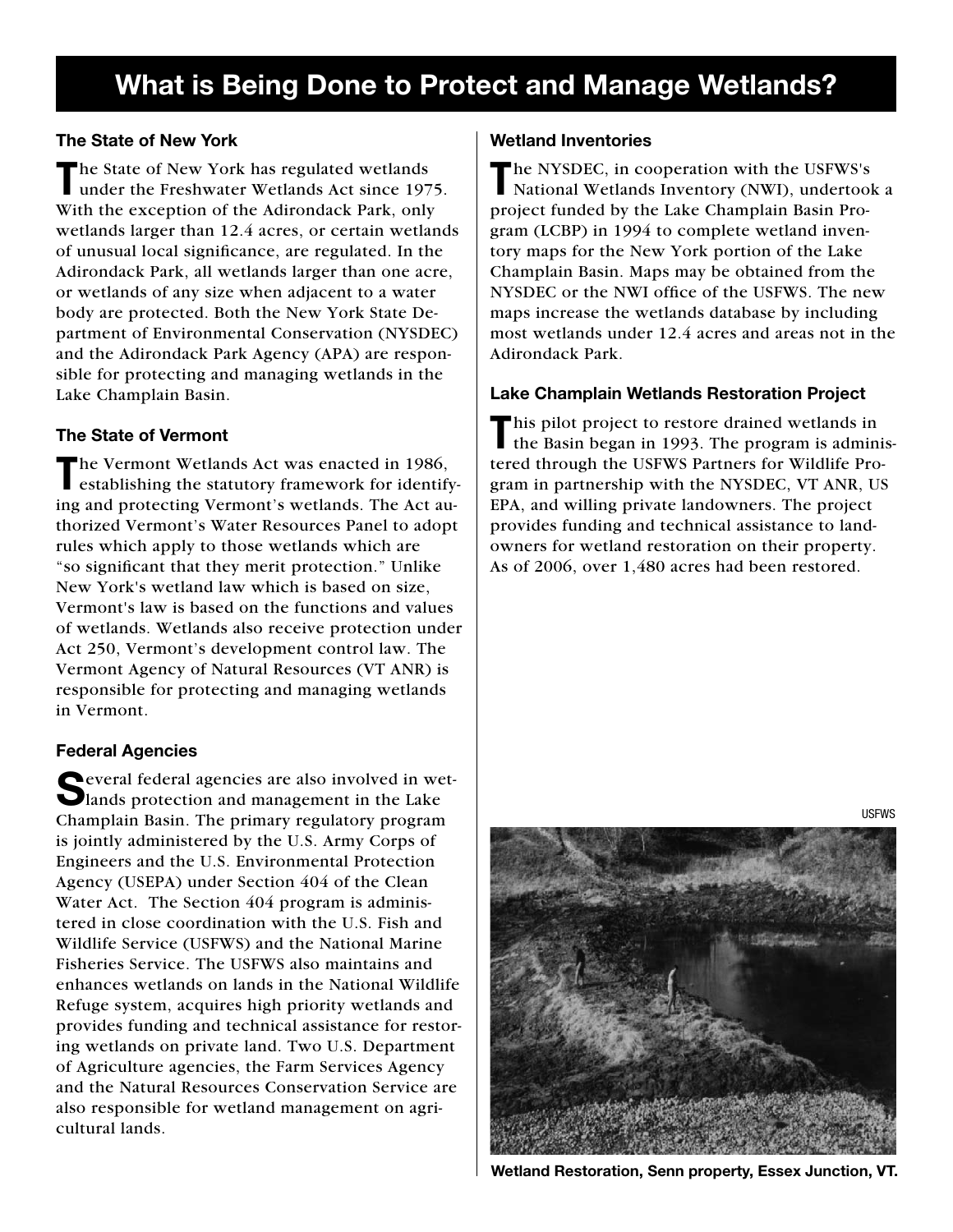# What is Being Done to Protect and Manage Wetlands?

### The State of New York

The State of New York has regulated wetlands under the Freshwater Wetlands Act since 1975. With the exception of the Adirondack Park, only wetlands larger than 12.4 acres, or certain wetlands of unusual local significance, are regulated. In the Adirondack Park, all wetlands larger than one acre, or wetlands of any size when adjacent to a water body are protected. Both the New York State Department of Environmental Conservation (NYSDEC) and the Adirondack Park Agency (APA) are responsible for protecting and managing wetlands in the Lake Champlain Basin.

### The State of Vermont

The Vermont Wetlands Act was enacted in 1986, establishing the statutory framework for identifying and protecting Vermont's wetlands. The Act authorized Vermont's Water Resources Panel to adopt rules which apply to those wetlands which are "so significant that they merit protection." Unlike New York's wetland law which is based on size, Vermont's law is based on the functions and values of wetlands. Wetlands also receive protection under Act 250, Vermont's development control law. The Vermont Agency of Natural Resources (VT ANR) is responsible for protecting and managing wetlands in Vermont.

### Federal Agencies

Several federal agencies are also involved in wetlands protection and management in the Lake Champlain Basin. The primary regulatory program is jointly administered by the U.S. Army Corps of Engineers and the U.S. Environmental Protection Agency (USEPA) under Section 404 of the Clean Water Act. The Section 404 program is administered in close coordination with the U.S. Fish and Wildlife Service (USFWS) and the National Marine Fisheries Service. The USFWS also maintains and enhances wetlands on lands in the National Wildlife Refuge system, acquires high priority wetlands and provides funding and technical assistance for restoring wetlands on private land. Two U.S. Department of Agriculture agencies, the Farm Services Agency and the Natural Resources Conservation Service are also responsible for wetland management on agricultural lands.

### Wetland Inventories

The NYSDEC, in cooperation with the USFWS's National Wetlands Inventory (NWI), undertook a project funded by the Lake Champlain Basin Program (LCBP) in 1994 to complete wetland inventory maps for the New York portion of the Lake Champlain Basin. Maps may be obtained from the NYSDEC or the NWI office of the USFWS. The new maps increase the wetlands database by including most wetlands under 12.4 acres and areas not in the Adirondack Park.

### Lake Champlain Wetlands Restoration Project

This pilot project to restore drained wetlands in the Basin began in 1993. The program is administered through the USFWS Partners for Wildlife Program in partnership with the NYSDEC, VT ANR, US EPA, and willing private landowners. The project provides funding and technical assistance to landowners for wetland restoration on their property. As of 2006, over 1,480 acres had been restored.

USFWS

**Wetland Restoration, Senn property, Essex Junction, VT.**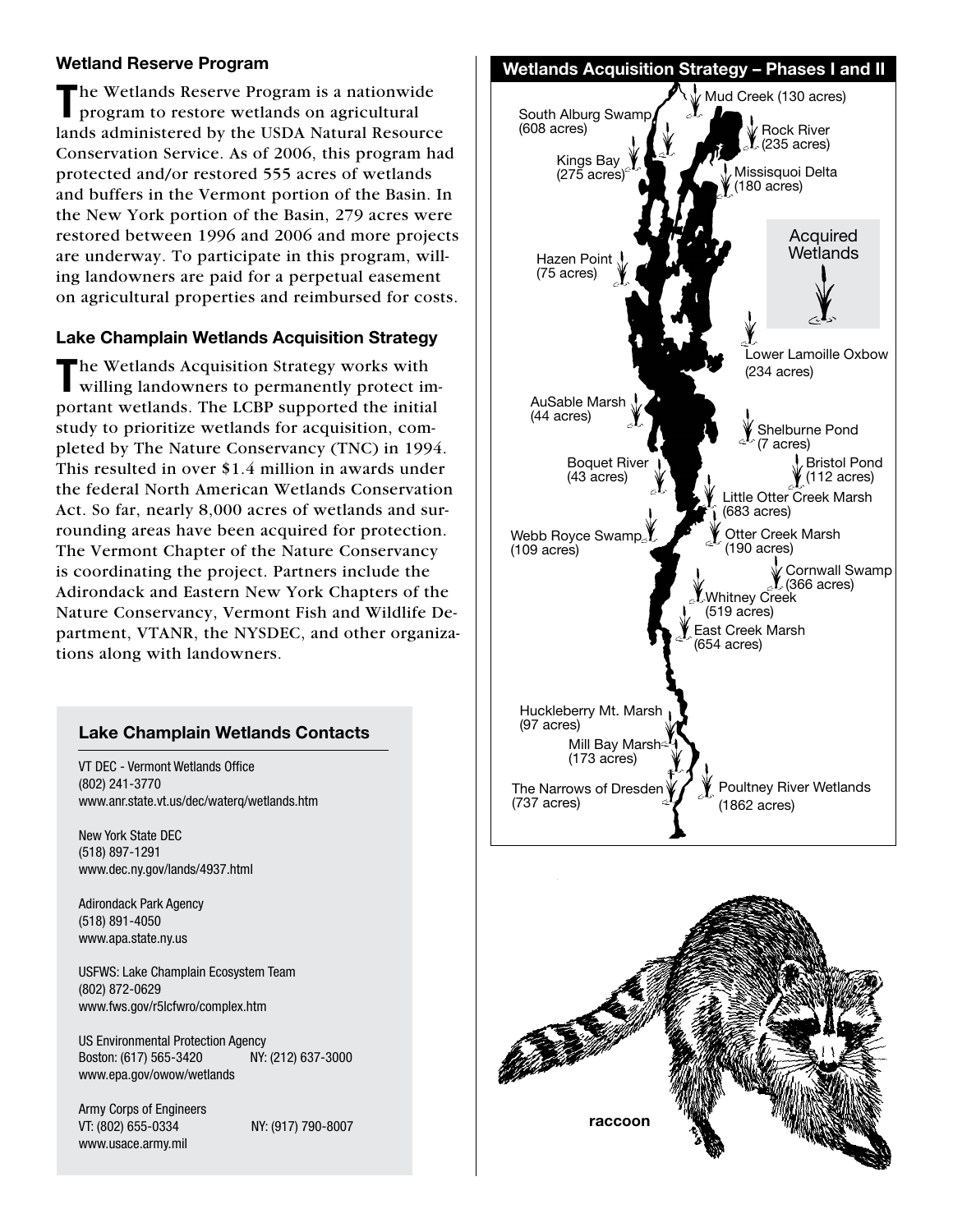## Wetland Reserve Program

The Wetlands Reserve Program is a nationwide program to restore wetlands on agricultural lands administered by the USDA Natural Resource Conservation Service. As of 2006, this program had protected and/or restored 555 acres of wetlands and buffers in the Vermont portion of the Basin. In the New York portion of the Basin, 279 acres were restored between 1996 and 2006 and more projects are underway. To participate in this program, willing landowners are paid for a perpetual easement on agricultural properties and reimbursed for costs.

## Lake Champlain Wetlands Acquisition Strategy

The Wetlands Acquisition Strategy works with willing landowners to permanently protect important wetlands. The LCBP supported the initial study to prioritize wetlands for acquisition, completed by The Nature Conservancy (TNC) in 1994. This resulted in over $1.4 million in awards under the federal North American Wetlands Conservation Act. So far, nearly 8,000 acres of wetlands and surrounding areas have been acquired for protection. The Vermont Chapter of the Nature Conservancy is coordinating the project. Partners include the Adirondack and Eastern New York Chapters of the Nature Conservancy, Vermont Fish and Wildlife Department, VTANR, the NYSDEC, and other organizations along with landowners.

### Lake Champlain Wetlands Contacts

VT DEC - Vermont Wetlands Office
(802) 241-3770
www.anr.state.vt.us/dec/waterq/wetlands.htm

New York State DEC
(518) 897-1291
www.dec.ny.gov/lands/4937.html

Adirondack Park Agency
(518) 891-4050
www.apa.state.ny.us

USFWS: Lake Champlain Ecosystem Team
(802) 872-0629
www.fws.gov/r5lcfwro/complex.htm

US Environmental Protection Agency
Boston: (617) 565-3420 NY: (212) 637-3000
www.epa.gov/owow/wetlands

Army Corps of Engineers
VT: (802) 655-0334 NY: (917) 790-8007
www.usace.army.mil

### Wetlands Acquisition Strategy – Phases I and II

Acquired Wetlands

- Mud Creek (130 acres)
- South Alburg Swamp (608 acres)
- Rock River (235 acres)
- Kings Bay (275 acres)
- Missisquoi Delta (180 acres)
- Hazen Point (75 acres)
- Lower Lamoille Oxbow (234 acres)
- AuSable Marsh (44 acres)
- Shelburne Pond (7 acres)
- Boquet River (43 acres)
- Bristol Pond (112 acres)
- Little Otter Creek Marsh (683 acres)
- Webb Royce Swamp (109 acres)
- Otter Creek Marsh (190 acres)
- Cornwall Swamp (366 acres)
- Whitney Creek (519 acres)
- East Creek Marsh (654 acres)
- Huckleberry Mt. Marsh (97 acres)
- Mill Bay Marsh (173 acres)
- The Narrows of Dresden (737 acres)
- Poultney River Wetlands (1862 acres)

raccoon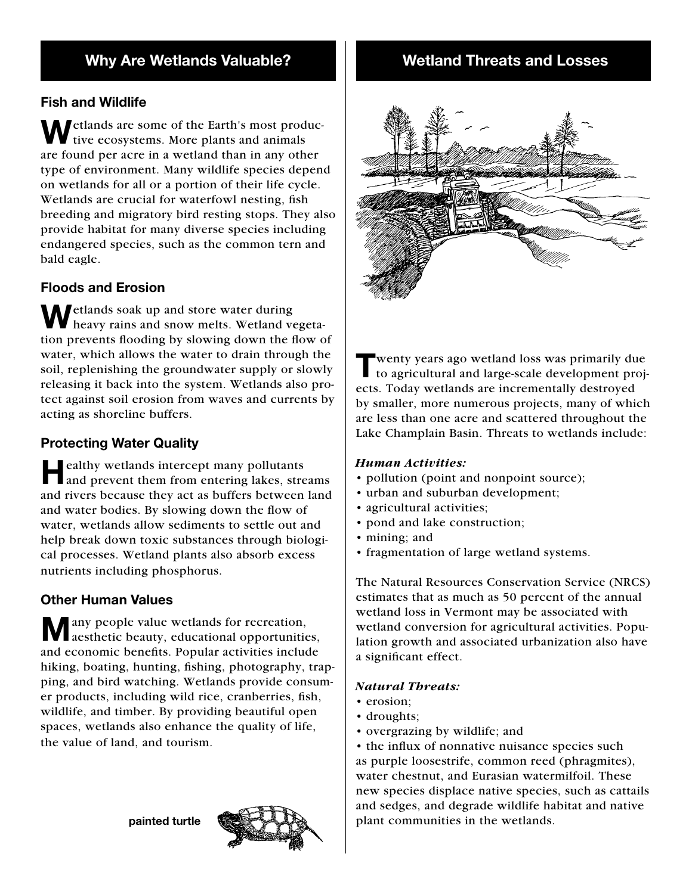## Why Are Wetlands Valuable?

### Fish and Wildlife

Wetlands are some of the Earth's most productive ecosystems. More plants and animals are found per acre in a wetland than in any other type of environment. Many wildlife species depend on wetlands for all or a portion of their life cycle. Wetlands are crucial for waterfowl nesting, fish breeding and migratory bird resting stops. They also provide habitat for many diverse species including endangered species, such as the common tern and bald eagle.

### Floods and Erosion

Wetlands soak up and store water during heavy rains and snow melts. Wetland vegetation prevents flooding by slowing down the flow of water, which allows the water to drain through the soil, replenishing the groundwater supply or slowly releasing it back into the system. Wetlands also protect against soil erosion from waves and currents by acting as shoreline buffers.

### Protecting Water Quality

Healthy wetlands intercept many pollutants and prevent them from entering lakes, streams and rivers because they act as buffers between land and water bodies. By slowing down the flow of water, wetlands allow sediments to settle out and help break down toxic substances through biological processes. Wetland plants also absorb excess nutrients including phosphorus.

### Other Human Values

Many people value wetlands for recreation, aesthetic beauty, educational opportunities, and economic benefits. Popular activities include hiking, boating, hunting, fishing, photography, trapping, and bird watching. Wetlands provide consumer products, including wild rice, cranberries, fish, wildlife, and timber. By providing beautiful open spaces, wetlands also enhance the quality of life, the value of land, and tourism.

**painted turtle**

## Wetland Threats and Losses

Twenty years ago wetland loss was primarily due to agricultural and large-scale development projects. Today wetlands are incrementally destroyed by smaller, more numerous projects, many of which are less than one acre and scattered throughout the Lake Champlain Basin. Threats to wetlands include:

***Human Activities:***

- pollution (point and nonpoint source);
- urban and suburban development;
- agricultural activities;
- pond and lake construction;
- mining; and
- fragmentation of large wetland systems.

The Natural Resources Conservation Service (NRCS) estimates that as much as 50 percent of the annual wetland loss in Vermont may be associated with wetland conversion for agricultural activities. Population growth and associated urbanization also have a significant effect.

***Natural Threats:***

- erosion;
- droughts;
- overgrazing by wildlife; and
- the influx of nonnative nuisance species such as purple loosestrife, common reed (phragmites), water chestnut, and Eurasian watermilfoil. These new species displace native species, such as cattails and sedges, and degrade wildlife habitat and native plant communities in the wetlands.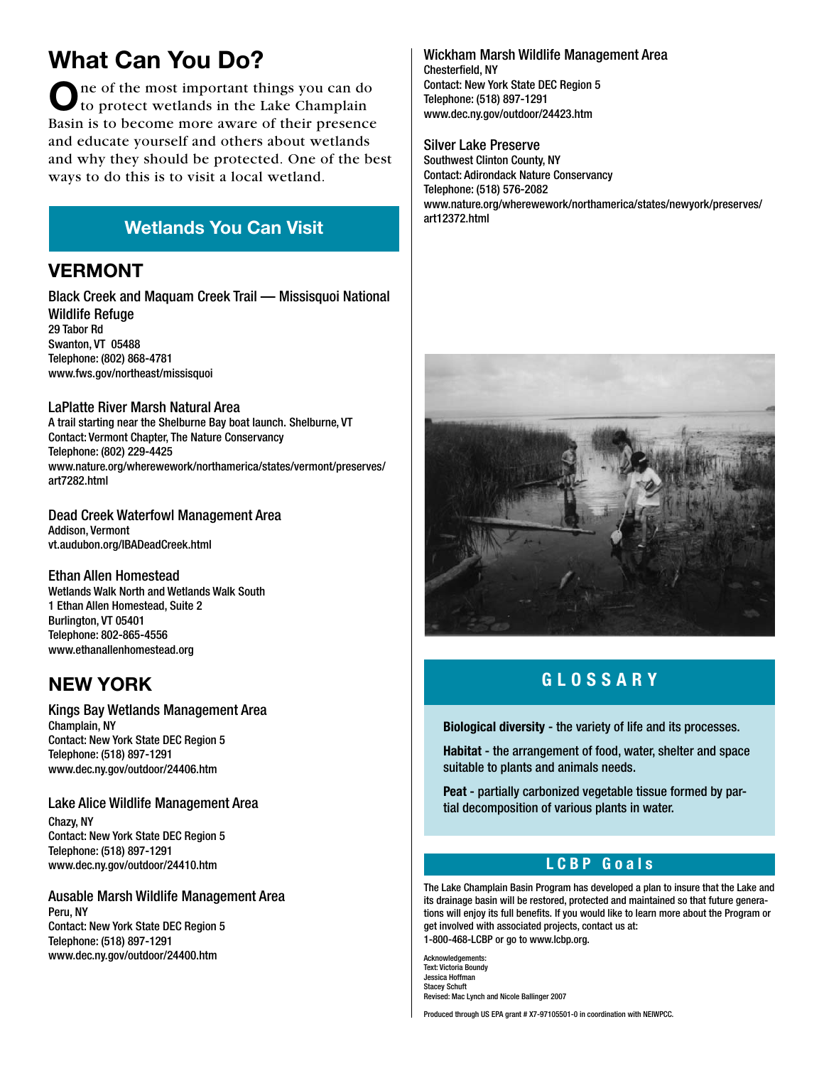# What Can You Do?

One of the most important things you can do to protect wetlands in the Lake Champlain Basin is to become more aware of their presence and educate yourself and others about wetlands and why they should be protected. One of the best ways to do this is to visit a local wetland.

## Wetlands You Can Visit

### VERMONT

**Black Creek and Maquam Creek Trail — Missisquoi National Wildlife Refuge**
29 Tabor Rd
Swanton, VT 05488
Telephone: (802) 868-4781
www.fws.gov/northeast/missisquoi

**LaPlatte River Marsh Natural Area**
A trail starting near the Shelburne Bay boat launch. Shelburne, VT
Contact: Vermont Chapter, The Nature Conservancy
Telephone: (802) 229-4425
www.nature.org/wherewework/northamerica/states/vermont/preserves/art7282.html

**Dead Creek Waterfowl Management Area**
Addison, Vermont
vt.audubon.org/IBADeadCreek.html

**Ethan Allen Homestead**
Wetlands Walk North and Wetlands Walk South
1 Ethan Allen Homestead, Suite 2
Burlington, VT 05401
Telephone: 802-865-4556
www.ethanallenhomestead.org

### NEW YORK

**Kings Bay Wetlands Management Area**
Champlain, NY
Contact: New York State DEC Region 5
Telephone: (518) 897-1291
www.dec.ny.gov/outdoor/24406.htm

**Lake Alice Wildlife Management Area**
Chazy, NY
Contact: New York State DEC Region 5
Telephone: (518) 897-1291
www.dec.ny.gov/outdoor/24410.htm

**Ausable Marsh Wildlife Management Area**
Peru, NY
Contact: New York State DEC Region 5
Telephone: (518) 897-1291
www.dec.ny.gov/outdoor/24400.htm

**Wickham Marsh Wildlife Management Area**
Chesterfield, NY
Contact: New York State DEC Region 5
Telephone: (518) 897-1291
www.dec.ny.gov/outdoor/24423.htm

**Silver Lake Preserve**
Southwest Clinton County, NY
Contact: Adirondack Nature Conservancy
Telephone: (518) 576-2082
www.nature.org/wherewework/northamerica/states/newyork/preserves/art12372.html

## GLOSSARY

**Biological diversity** - the variety of life and its processes.

**Habitat** - the arrangement of food, water, shelter and space suitable to plants and animals needs.

**Peat** - partially carbonized vegetable tissue formed by partial decomposition of various plants in water.

## LCBP Goals

The Lake Champlain Basin Program has developed a plan to insure that the Lake and its drainage basin will be restored, protected and maintained so that future generations will enjoy its full benefits. If you would like to learn more about the Program or get involved with associated projects, contact us at:
1-800-468-LCBP or go to www.lcbp.org.

Acknowledgements:
Text: Victoria Boundy
Jessica Hoffman
Stacey Schuft
Revised: Mac Lynch and Nicole Ballinger 2007

Produced through US EPA grant # X7-97105501-0 in coordination with NEIWPCC.